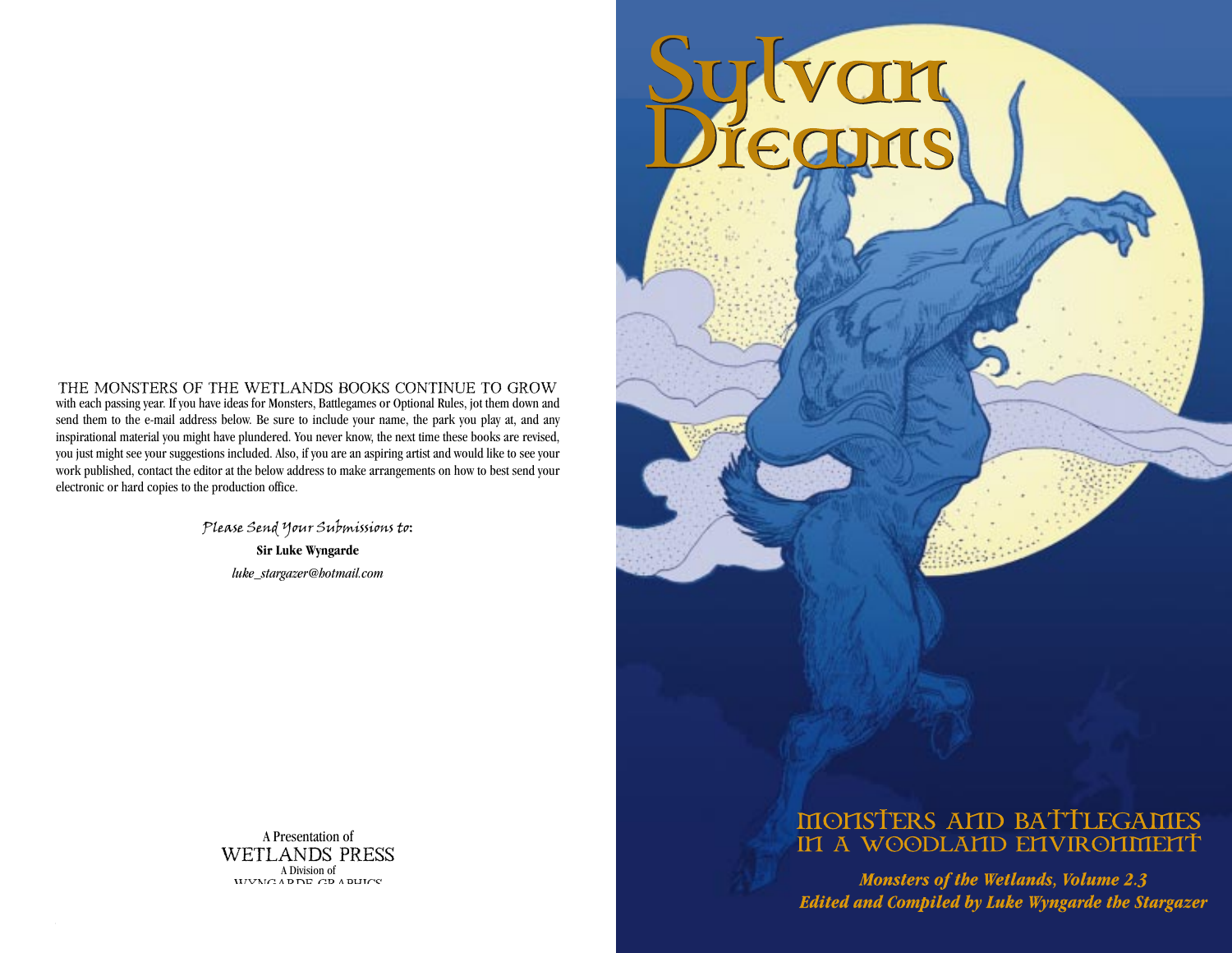THE MONSTERS OF THE WETLANDS BOOKS CONTINUE TO GROW with each passing year. If you have ideas for Monsters, Battlegames or Optional Rules, jot them down and send them to the e-mail address below. Be sure to include your name, the park you play at, and any inspirational material you might have plundered. You never know, the next time these books are revised, you just might see your suggestions included. Also, if you are an aspiring artist and would like to see your work published, contact the editor at the below address to make arrangements on how to best send your electronic or hard copies to the production office.

*Please Send Your Submissions to:*

**Sir Luke Wyngarde**

*luke_stargazer@hotmail.com*

A Presentation of
WETLANDS PRESS
A Division of
WYNGARDE GRAPHICS

# Sylvan Dreams

## Monsters and Battlegames in a Woodland Environment

***Monsters of the Wetlands, Volume 2.3***

***Edited and Compiled by Luke Wyngarde the Stargazer***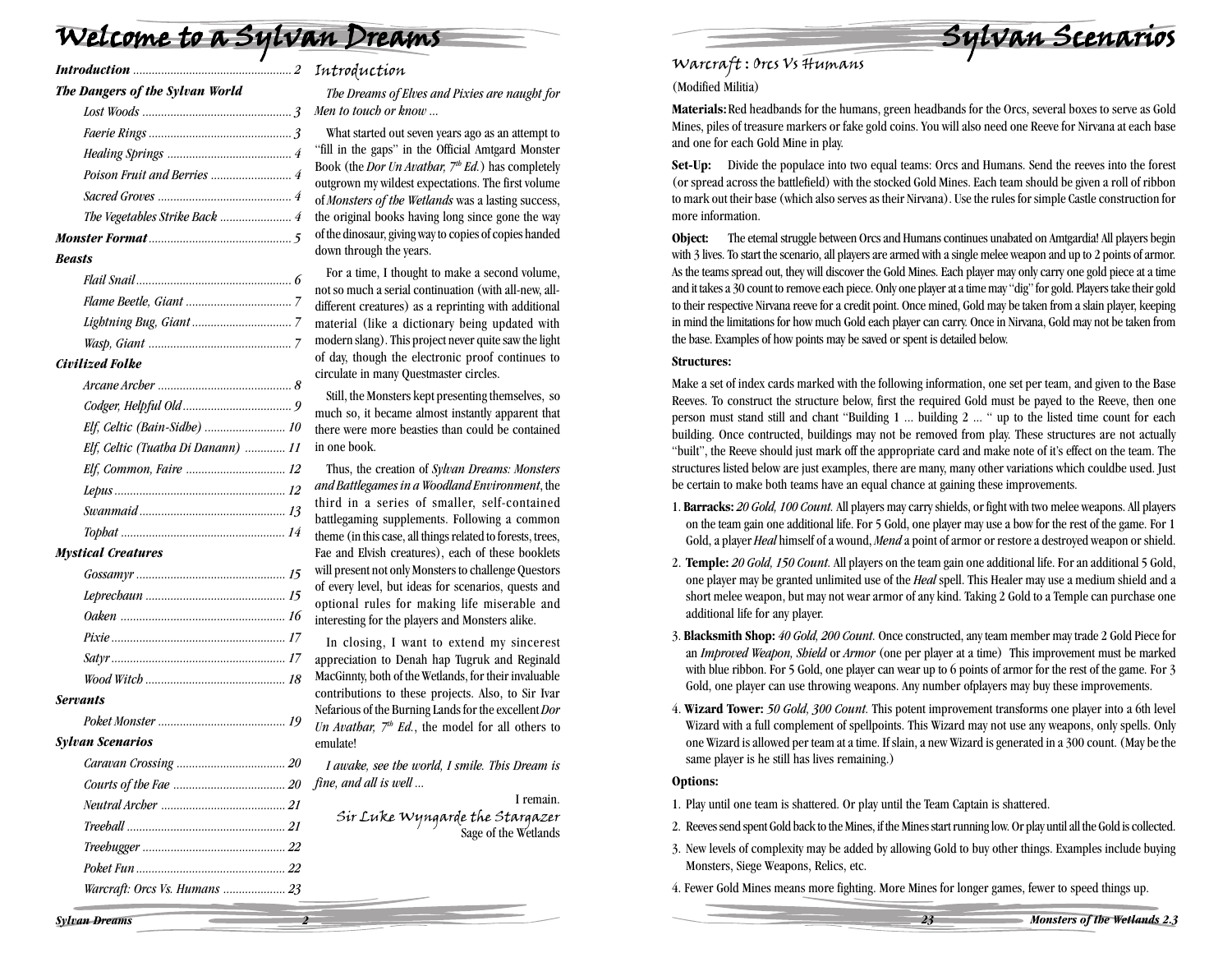# Welcome to a Sylvan Dreams

*Introduction* ... 2

***The Dangers of the Sylvan World***

- *Lost Woods* ... 3
- *Faerie Rings* ... 3
- *Healing Springs* ... 4
- *Poison Fruit and Berries* ... 4
- *Sacred Groves* ... 4
- *The Vegetables Strike Back* ... 4

***Monster Format*** ... 5

***Beasts***

- *Flail Snail* ... 6
- *Flame Beetle, Giant* ... 7
- *Lightning Bug, Giant* ... 7
- *Wasp, Giant* ... 7

***Civilized Folke***

- *Arcane Archer* ... 8
- *Codger, Helpful Old* ... 9
- *Elf, Celtic (Bain-Sidhe)* ... 10
- *Elf, Celtic (Tuatha Di Danann)* ... 11
- *Elf, Common, Faire* ... 12
- *Lepus* ... 12
- *Swanmaid* ... 13
- *Tophat* ... 14

***Mystical Creatures***

- *Gossamyr* ... 15
- *Leprechaun* ... 15
- *Oaken* ... 16
- *Pixie* ... 17
- *Satyr* ... 17
- *Wood Witch* ... 18

***Servants***

- *Poket Monster* ... 19

***Sylvan Scenarios***

- *Caravan Crossing* ... 20
- *Courts of the Fae* ... 20
- *Neutral Archer* ... 21
- *Treeball* ... 21
- *Treehugger* ... 22
- *Poket Fun* ... 22
- *Warcraft: Orcs Vs. Humans* ... 23

## Introduction

*The Dreams of Elves and Pixies are naught for Men to touch or know ...*

What started out seven years ago as an attempt to "fill in the gaps" in the Official Amtgard Monster Book (the *Dor Un Avathar, 7th Ed.*) has completely outgrown my wildest expectations. The first volume of *Monsters of the Wetlands* was a lasting success, the original books having long since gone the way of the dinosaur, giving way to copies of copies handed down through the years.

For a time, I thought to make a second volume, not so much a serial continuation (with all-new, all-different creatures) as a reprinting with additional material (like a dictionary being updated with modern slang). This project never quite saw the light of day, though the electronic proof continues to circulate in many Questmaster circles.

Still, the Monsters kept presenting themselves, so much so, it became almost instantly apparent that there were more beasties than could be contained in one book.

Thus, the creation of *Sylvan Dreams: Monsters and Battlegames in a Woodland Environment*, the third in a series of smaller, self-contained battlegaming supplements. Following a common theme (in this case, all things related to forests, trees, Fae and Elvish creatures), each of these booklets will present not only Monsters to challenge Questors of every level, but ideas for scenarios, quests and optional rules for making life miserable and interesting for the players and Monsters alike.

In closing, I want to extend my sincerest appreciation to Denah hap Tugruk and Reginald MacGinnty, both of the Wetlands, for their invaluable contributions to these projects. Also, to Sir Ivar Nefarious of the Burning Lands for the excellent *Dor Un Avathar, 7th Ed.*, the model for all others to emulate!

*I awake, see the world, I smile. This Dream is fine, and all is well ...*

I remain.
Sir Luke Wyngarde the Stargazer
Sage of the Wetlands

# Sylvan Scenarios

## Warcraft : Orcs Vs Humans

(Modified Militia)

**Materials:** Red headbands for the humans, green headbands for the Orcs, several boxes to serve as Gold Mines, piles of treasure markers or fake gold coins. You will also need one Reeve for Nirvana at each base and one for each Gold Mine in play.

**Set-Up:** Divide the populace into two equal teams: Orcs and Humans. Send the reeves into the forest (or spread across the battlefield) with the stocked Gold Mines. Each team should be given a roll of ribbon to mark out their base (which also serves as their Nirvana). Use the rules for simple Castle construction for more information.

**Object:** The eternal struggle between Orcs and Humans continues unabated on Amtgardia! All players begin with 3 lives. To start the scenario, all players are armed with a single melee weapon and up to 2 points of armor. As the teams spread out, they will discover the Gold Mines. Each player may only carry one gold piece at a time and it takes a 30 count to remove each piece. Only one player at a time may "dig" for gold. Players take their gold to their respective Nirvana reeve for a credit point. Once mined, Gold may be taken from a slain player, keeping in mind the limitations for how much Gold each player can carry. Once in Nirvana, Gold may not be taken from the base. Examples of how points may be saved or spent is detailed below.

**Structures:**

Make a set of index cards marked with the following information, one set per team, and given to the Base Reeves. To construct the structure below, first the required Gold must be payed to the Reeve, then one person must stand still and chant "Building 1 ... building 2 ... " up to the listed time count for each building. Once contructed, buildings may not be removed from play. These structures are not actually "built", the Reeve should just mark off the appropriate card and make note of it's effect on the team. The structures listed below are just examples, there are many, many other variations which couldbe used. Just be certain to make both teams have an equal chance at gaining these improvements.

1. **Barracks:** *20 Gold, 100 Count.* All players may carry shields, or fight with two melee weapons. All players on the team gain one additional life. For 5 Gold, one player may use a bow for the rest of the game. For 1 Gold, a player *Heal* himself of a wound, *Mend* a point of armor or restore a destroyed weapon or shield.
2. **Temple:** *20 Gold, 150 Count.* All players on the team gain one additional life. For an additional 5 Gold, one player may be granted unlimited use of the *Heal* spell. This Healer may use a medium shield and a short melee weapon, but may not wear armor of any kind. Taking 2 Gold to a Temple can purchase one additional life for any player.
3. **Blacksmith Shop:** *40 Gold, 200 Count.* Once constructed, any team member may trade 2 Gold Piece for an *Improved Weapon, Shield* or *Armor* (one per player at a time) This improvement must be marked with blue ribbon. For 5 Gold, one player can wear up to 6 points of armor for the rest of the game. For 3 Gold, one player can use throwing weapons. Any number ofplayers may buy these improvements.
4. **Wizard Tower:** *50 Gold, 300 Count.* This potent improvement transforms one player into a 6th level Wizard with a full complement of spellpoints. This Wizard may not use any weapons, only spells. Only one Wizard is allowed per team at a time. If slain, a new Wizard is generated in a 300 count. (May be the same player is he still has lives remaining.)

**Options:**

1. Play until one team is shattered. Or play until the Team Captain is shattered.
2. Reeves send spent Gold back to the Mines, if the Mines start running low. Or play until all the Gold is collected.
3. New levels of complexity may be added by allowing Gold to buy other things. Examples include buying Monsters, Siege Weapons, Relics, etc.
4. Fewer Gold Mines means more fighting. More Mines for longer games, fewer to speed things up.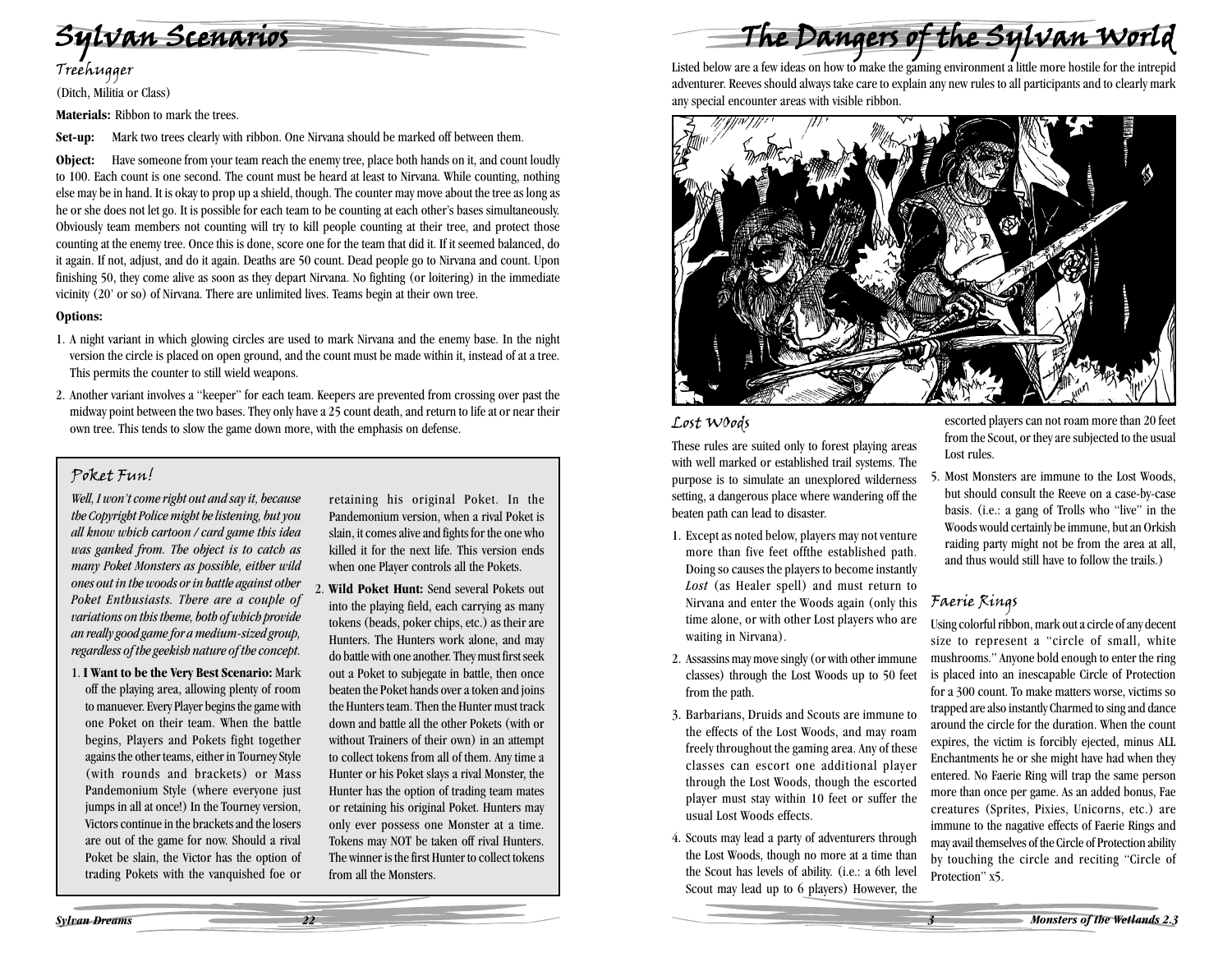# Sylvan Scenarios

## Treehugger

(Ditch, Militia or Class)

**Materials:** Ribbon to mark the trees.

**Set-up:** Mark two trees clearly with ribbon. One Nirvana should be marked off between them.

**Object:** Have someone from your team reach the enemy tree, place both hands on it, and count loudly to 100. Each count is one second. The count must be heard at least to Nirvana. While counting, nothing else may be in hand. It is okay to prop up a shield, though. The counter may move about the tree as long as he or she does not let go. It is possible for each team to be counting at each other's bases simultaneously. Obviously team members not counting will try to kill people counting at their tree, and protect those counting at the enemy tree. Once this is done, score one for the team that did it. If it seemed balanced, do it again. If not, adjust, and do it again. Deaths are 50 count. Dead people go to Nirvana and count. Upon finishing 50, they come alive as soon as they depart Nirvana. No fighting (or loitering) in the immediate vicinity (20' or so) of Nirvana. There are unlimited lives. Teams begin at their own tree.

**Options:**

1. A night variant in which glowing circles are used to mark Nirvana and the enemy base. In the night version the circle is placed on open ground, and the count must be made within it, instead of at a tree. This permits the counter to still wield weapons.
2. Another variant involves a "keeper" for each team. Keepers are prevented from crossing over past the midway point between the two bases. They only have a 25 count death, and return to life at or near their own tree. This tends to slow the game down more, with the emphasis on defense.

## Poket Fun!

*Well, I won't come right out and say it, because the Copyright Police might be listening, but you all know which cartoon / card game this idea was ganked from. The object is to catch as many Poket Monsters as possible, either wild ones out in the woods or in battle against other Poket Enthusiasts. There are a couple of variations on this theme, both of which provide an really good game for a medium-sized group, regardless of the geekish nature of the concept.*

1. **I Want to be the Very Best Scenario:** Mark off the playing area, allowing plenty of room to manuever. Every Player begins the game with one Poket on their team. When the battle begins, Players and Pokets fight together agains the other teams, either in Tourney Style (with rounds and brackets) or Mass Pandemonium Style (where everyone just jumps in all at once!) In the Tourney version, Victors continue in the brackets and the losers are out of the game for now. Should a rival Poket be slain, the Victor has the option of trading Pokets with the vanquished foe or retaining his original Poket. In the Pandemonium version, when a rival Poket is slain, it comes alive and fights for the one who killed it for the next life. This version ends when one Player controls all the Pokets.
2. **Wild Poket Hunt:** Send several Pokets out into the playing field, each carrying as many tokens (beads, poker chips, etc.) as their are Hunters. The Hunters work alone, and may do battle with one another. They must first seek out a Poket to subjegate in battle, then once beaten the Poket hands over a token and joins the Hunters team. Then the Hunter must track down and battle all the other Pokets (with or without Trainers of their own) in an attempt to collect tokens from all of them. Any time a Hunter or his Poket slays a rival Monster, the Hunter has the option of trading team mates or retaining his original Poket. Hunters may only ever possess one Monster at a time. Tokens may NOT be taken off rival Hunters. The winner is the first Hunter to collect tokens from all the Monsters.

# The Dangers of the Sylvan World

Listed below are a few ideas on how to make the gaming environment a little more hostile for the intrepid adventurer. Reeves should always take care to explain any new rules to all participants and to clearly mark any special encounter areas with visible ribbon.

## Lost WOods

These rules are suited only to forest playing areas with well marked or established trail systems. The purpose is to simulate an unexplored wilderness setting, a dangerous place where wandering off the beaten path can lead to disaster.

1. Except as noted below, players may not venture more than five feet offthe established path. Doing so causes the players to become instantly *Lost* (as Healer spell) and must return to Nirvana and enter the Woods again (only this time alone, or with other Lost players who are waiting in Nirvana).
2. Assassins may move singly (or with other immune classes) through the Lost Woods up to 50 feet from the path.
3. Barbarians, Druids and Scouts are immune to the effects of the Lost Woods, and may roam freely throughout the gaming area. Any of these classes can escort one additional player through the Lost Woods, though the escorted player must stay within 10 feet or suffer the usual Lost Woods effects.
4. Scouts may lead a party of adventurers through the Lost Woods, though no more at a time than the Scout has levels of ability. (i.e.: a 6th level Scout may lead up to 6 players) However, the escorted players can not roam more than 20 feet from the Scout, or they are subjected to the usual Lost rules.
5. Most Monsters are immune to the Lost Woods, but should consult the Reeve on a case-by-case basis. (i.e.: a gang of Trolls who "live" in the Woods would certainly be immune, but an Orkish raiding party might not be from the area at all, and thus would still have to follow the trails.)

## Faerie Rings

Using colorful ribbon, mark out a circle of any decent size to represent a "circle of small, white mushrooms." Anyone bold enough to enter the ring is placed into an inescapable Circle of Protection for a 300 count. To make matters worse, victims so trapped are also instantly Charmed to sing and dance around the circle for the duration. When the count expires, the victim is forcibly ejected, minus ALL Enchantments he or she might have had when they entered. No Faerie Ring will trap the same person more than once per game. As an added bonus, Fae creatures (Sprites, Pixies, Unicorns, etc.) are immune to the nagative effects of Faerie Rings and may avail themselves of the Circle of Protection ability by touching the circle and reciting "Circle of Protection" x5.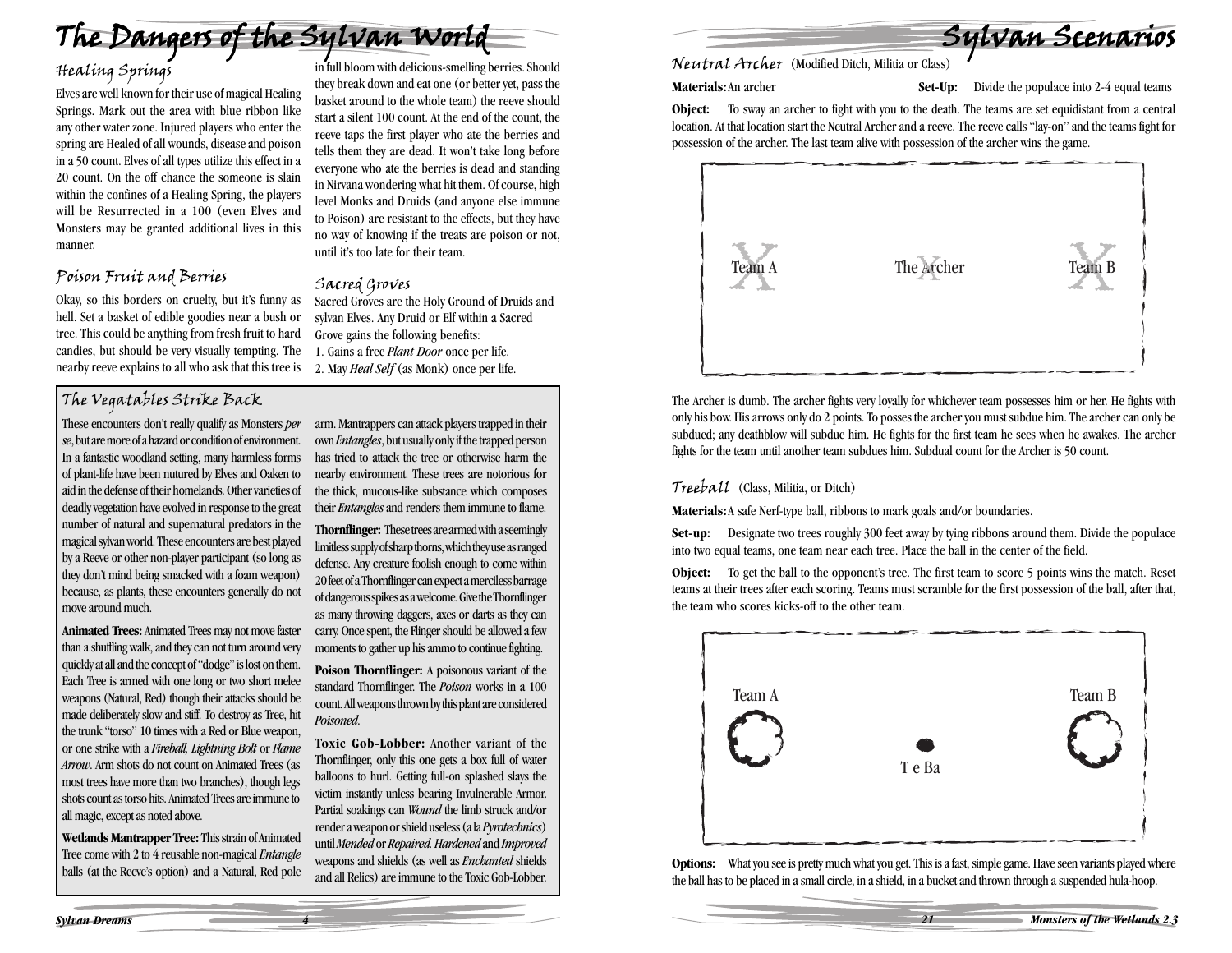# The Dangers of the Sylvan World

## Healing Springs

Elves are well known for their use of magical Healing Springs. Mark out the area with blue ribbon like any other water zone. Injured players who enter the spring are Healed of all wounds, disease and poison in a 50 count. Elves of all types utilize this effect in a 20 count. On the off chance the someone is slain within the confines of a Healing Spring, the players will be Resurrected in a 100 (even Elves and Monsters may be granted additional lives in this manner.

## Poison Fruit and Berries

Okay, so this borders on cruelty, but it's funny as hell. Set a basket of edible goodies near a bush or tree. This could be anything from fresh fruit to hard candies, but should be very visually tempting. The nearby reeve explains to all who ask that this tree is in full bloom with delicious-smelling berries. Should they break down and eat one (or better yet, pass the basket around to the whole team) the reeve should start a silent 100 count. At the end of the count, the reeve taps the first player who ate the berries and tells them they are dead. It won't take long before everyone who ate the berries is dead and standing in Nirvana wondering what hit them. Of course, high level Monks and Druids (and anyone else immune to Poison) are resistant to the effects, but they have no way of knowing if the treats are poison or not, until it's too late for their team.

## Sacred Groves

Sacred Groves are the Holy Ground of Druids and sylvan Elves. Any Druid or Elf within a Sacred Grove gains the following benefits:

1. Gains a free *Plant Door* once per life.
2. May *Heal Self* (as Monk) once per life.

## The Vegatables Strike Back

These encounters don't really qualify as Monsters *per se*, but are more of a hazard or condition of environment. In a fantastic woodland setting, many harmless forms of plant-life have been nutured by Elves and Oaken to aid in the defense of their homelands. Other varieties of deadly vegetation have evolved in response to the great number of natural and supernatural predators in the magical sylvan world. These encounters are best played by a Reeve or other non-player participant (so long as they don't mind being smacked with a foam weapon) because, as plants, these encounters generally do not move around much.

**Animated Trees:** Animated Trees may not move faster than a shuffling walk, and they can not turn around very quickly at all and the concept of "dodge" is lost on them. Each Tree is armed with one long or two short melee weapons (Natural, Red) though their attacks should be made deliberately slow and stiff. To destroy as Tree, hit the trunk "torso" 10 times with a Red or Blue weapon, or one strike with a *Fireball*, *Lightning Bolt* or *Flame Arrow*. Arm shots do not count on Animated Trees (as most trees have more than two branches), though legs shots count as torso hits. Animated Trees are immune to all magic, except as noted above.

**Wetlands Mantrapper Tree:** This strain of Animated Tree come with 2 to 4 reusable non-magical *Entangle* balls (at the Reeve's option) and a Natural, Red pole arm. Mantrappers can attack players trapped in their own *Entangles*, but usually only if the trapped person has tried to attack the tree or otherwise harm the nearby environment. These trees are notorious for the thick, mucous-like substance which composes their *Entangles* and renders them immune to flame.

**Thornflinger:** These trees are armed with a seemingly limitless supply of sharp thorns, which they use as ranged defense. Any creature foolish enough to come within 20 feet of a Thornflinger can expect a merciless barrage of dangerous spikes as a welcome. Give the Thornflinger as many throwing daggers, axes or darts as they can carry. Once spent, the Flinger should be allowed a few moments to gather up his ammo to continue fighting.

**Poison Thornflinger:** A poisonous variant of the standard Thornflinger. The *Poison* works in a 100 count. All weapons thrown by this plant are considered *Poisoned*.

**Toxic Gob-Lobber:** Another variant of the Thornflinger, only this one gets a box full of water balloons to hurl. Getting full-on splashed slays the victim instantly unless bearing Invulnerable Armor. Partial soakings can *Wound* the limb struck and/or render a weapon or shield useless (a la *Pyrotechnics*) until *Mended* or *Repaired*. *Hardened* and *Improved* weapons and shields (as well as *Enchanted* shields and all Relics) are immune to the Toxic Gob-Lobber.

# Sylvan Scenarios

## Neutral Archer (Modified Ditch, Militia or Class)

**Materials:** An archer

**Set-Up:** Divide the populace into 2-4 equal teams

**Object:** To sway an archer to fight with you to the death. The teams are set equidistant from a central location. At that location start the Neutral Archer and a reeve. The reeve calls "lay-on" and the teams fight for possession of the archer. The last team alive with possession of the archer wins the game.

Team A — The Archer — Team B

The Archer is dumb. The archer fights very loyally for whichever team possesses him or her. He fights with only his bow. His arrows only do 2 points. To posses the archer you must subdue him. The archer can only be subdued; any deathblow will subdue him. He fights for the first team he sees when he awakes. The archer fights for the team until another team subdues him. Subdual count for the Archer is 50 count.

## Treeball (Class, Militia, or Ditch)

**Materials:** A safe Nerf-type ball, ribbons to mark goals and/or boundaries.

**Set-up:** Designate two trees roughly 300 feet away by tying ribbons around them. Divide the populace into two equal teams, one team near each tree. Place the ball in the center of the field.

**Object:** To get the ball to the opponent's tree. The first team to score 5 points wins the match. Reset teams at their trees after each scoring. Teams must scramble for the first possession of the ball, after that, the team who scores kicks-off to the other team.

Team A — T e Ba — Team B

**Options:** What you see is pretty much what you get. This is a fast, simple game. Have seen variants played where the ball has to be placed in a small circle, in a shield, in a bucket and thrown through a suspended hula-hoop.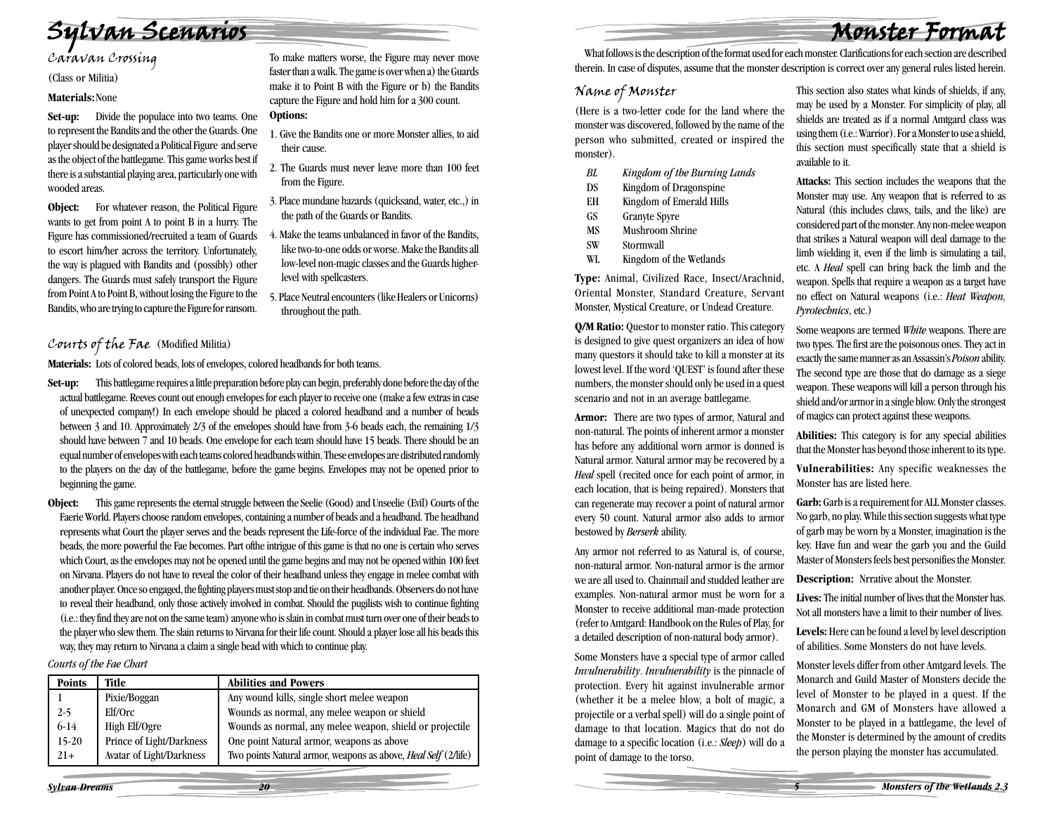# Sylvan Scenarios

## Caravan Crossing

(Class or Militia)

**Materials:** None

**Set-up:** Divide the populace into two teams. One to represent the Bandits and the other the Guards. One player should be designated a Political Figure and serve as the object of the battlegame. This game works best if there is a substantial playing area, particularly one with wooded areas.

**Object:** For whatever reason, the Political Figure wants to get from point A to point B in a hurry. The Figure has commissioned/recruited a team of Guards to escort him/her across the territory. Unfortunately, the way is plagued with Bandits and (possibly) other dangers. The Guards must safely transport the Figure from Point A to Point B, without losing the Figure to the Bandits, who are trying to capture the Figure for ransom.

To make matters worse, the Figure may never move faster than a walk. The game is over when a) the Guards make it to Point B with the Figure or b) the Bandits capture the Figure and hold him for a 300 count.

**Options:**

1. Give the Bandits one or more Monster allies, to aid their cause.
2. The Guards must never leave more than 100 feet from the Figure.
3. Place mundane hazards (quicksand, water, etc.,) in the path of the Guards or Bandits.
4. Make the teams unbalanced in favor of the Bandits, like two-to-one odds or worse. Make the Bandits all low-level non-magic classes and the Guards higher-level with spellcasters.
5. Place Neutral encounters (like Healers or Unicorns) throughout the path.

## Courts of the Fae (Modified Militia)

**Materials:** Lots of colored beads, lots of envelopes, colored headbands for both teams.

**Set-up:** This battlegame requires a little preparation before play can begin, preferably done before the day of the actual battlegame. Reeves count out enough envelopes for each player to receive one (make a few extras in case of unexpected company!) In each envelope should be placed a colored headband and a number of beads between 3 and 10. Approximately 2/3 of the envelopes should have from 3-6 beads each, the remaining 1/3 should have between 7 and 10 beads. One envelope for each team should have 15 beads. There should be an equal number of envelopes with each teams colored headbands within. These envelopes are distributed randomly to the players on the day of the battlegame, before the game begins. Envelopes may not be opened prior to beginning the game.

**Object:** This game represents the eternal struggle between the Seelie (Good) and Unseelie (Evil) Courts of the Faerie World. Players choose random envelopes, containing a number of beads and a headband. The headband represents what Court the player serves and the beads represent the Life-force of the individual Fae. The more beads, the more powerful the Fae becomes. Part ofthe intrigue of this game is that no one is certain who serves which Court, as the envelopes may not be opened until the game begins and may not be opened within 100 feet on Nirvana. Players do not have to reveal the color of their headband unless they engage in melee combat with another player. Once so engaged, the fighting players must stop and tie on their headbands. Observers do not have to reveal their headband, only those actively involved in combat. Should the pugilists wish to continue fighting (i.e.: they find they are not on the same team) anyone who is slain in combat must turn over one of their beads to the player who slew them. The slain returns to Nirvana for their life count. Should a player lose all his beads this way, they may return to Nirvana a claim a single bead with which to continue play.

*Courts of the Fae Chart*

| Points | Title | Abilities and Powers |
|---|---|---|
| 1 | Pixie/Boggan | Any wound kills, single short melee weapon |
| 2-5 | Elf/Orc | Wounds as normal, any melee weapon or shield |
| 6-14 | High Elf/Ogre | Wounds as normal, any melee weapon, shield or projectile |
| 15-20 | Prince of Light/Darkness | One point Natural armor, weapons as above |
| 21+ | Avatar of Light/Darkness | Two points Natural armor, weapons as above, *Heal Self* (2/life) |

# Monster Format

What follows is the description of the format used for each monster. Clarifications for each section are described therein. In case of disputes, assume that the monster description is correct over any general rules listed herein.

## Name of Monster

(Here is a two-letter code for the land where the monster was discovered, followed by the name of the person who submitted, created or inspired the monster).

| | |
|---|---|
| *BL* | *Kingdom of the Burning Lands* |
| DS | Kingdom of Dragonspine |
| EH | Kingdom of Emerald Hills |
| GS | Granyte Spyre |
| MS | Mushroom Shrine |
| SW | Stormwall |
| WL | Kingdom of the Wetlands |

**Type:** Animal, Civilized Race, Insect/Arachnid, Oriental Monster, Standard Creature, Servant Monster, Mystical Creature, or Undead Creature.

**Q/M Ratio:** Questor to monster ratio. This category is designed to give quest organizers an idea of how many questors it should take to kill a monster at its lowest level. If the word 'QUEST' is found after these numbers, the monster should only be used in a quest scenario and not in an average battlegame.

**Armor:** There are two types of armor, Natural and non-natural. The points of inherent armor a monster has before any additional worn armor is donned is Natural armor. Natural armor may be recovered by a *Heal* spell (recited once for each point of armor, in each location, that is being repaired). Monsters that can regenerate may recover a point of natural armor every 50 count. Natural armor also adds to armor bestowed by *Berserk* ability.

Any armor not referred to as Natural is, of course, non-natural armor. Non-natural armor is the armor we are all used to. Chainmail and studded leather are examples. Non-natural armor must be worn for a Monster to receive additional man-made protection (refer to Amtgard: Handbook on the Rules of Play, for a detailed description of non-natural body armor).

Some Monsters have a special type of armor called *Invulnerability*. *Invulnerability* is the pinnacle of protection. Every hit against invulnerable armor (whether it be a melee blow, a bolt of magic, a projectile or a verbal spell) will do a single point of damage to that location. Magics that do not do damage to a specific location (i.e.: *Sleep*) will do a point of damage to the torso.

This section also states what kinds of shields, if any, may be used by a Monster. For simplicity of play, all shields are treated as if a normal Amtgard class was using them (i.e.: Warrior). For a Monster to use a shield, this section must specifically state that a shield is available to it.

**Attacks:** This section includes the weapons that the Monster may use. Any weapon that is referred to as Natural (this includes claws, tails, and the like) are considered part of the monster. Any non-melee weapon that strikes a Natural weapon will deal damage to the limb wielding it, even if the limb is simulating a tail, etc. A *Heal* spell can bring back the limb and the weapon. Spells that require a weapon as a target have no effect on Natural weapons (i.e.: *Heat Weapon*, *Pyrotechnics*, etc.)

Some weapons are termed *White* weapons. There are two types. The first are the poisonous ones. They act in exactly the same manner as an Assassin's *Poison* ability. The second type are those that do damage as a siege weapon. These weapons will kill a person through his shield and/or armor in a single blow. Only the strongest of magics can protect against these weapons.

**Abilities:** This category is for any special abilities that the Monster has beyond those inherent to its type.

**Vulnerabilities:** Any specific weaknesses the Monster has are listed here.

**Garb:** Garb is a requirement for ALL Monster classes. No garb, no play. While this section suggests what type of garb may be worn by a Monster, imagination is the key. Have fun and wear the garb you and the Guild Master of Monsters feels best personifies the Monster.

**Description:** Nrrative about the Monster.

**Lives:** The initial number of lives that the Monster has. Not all monsters have a limit to their number of lives.

**Levels:** Here can be found a level by level description of abilities. Some Monsters do not have levels.

Monster levels differ from other Amtgard levels. The Monarch and Guild Master of Monsters decide the level of Monster to be played in a quest. If the Monarch and GM of Monsters have allowed a Monster to be played in a battlegame, the level of the Monster is determined by the amount of credits the person playing the monster has accumulated.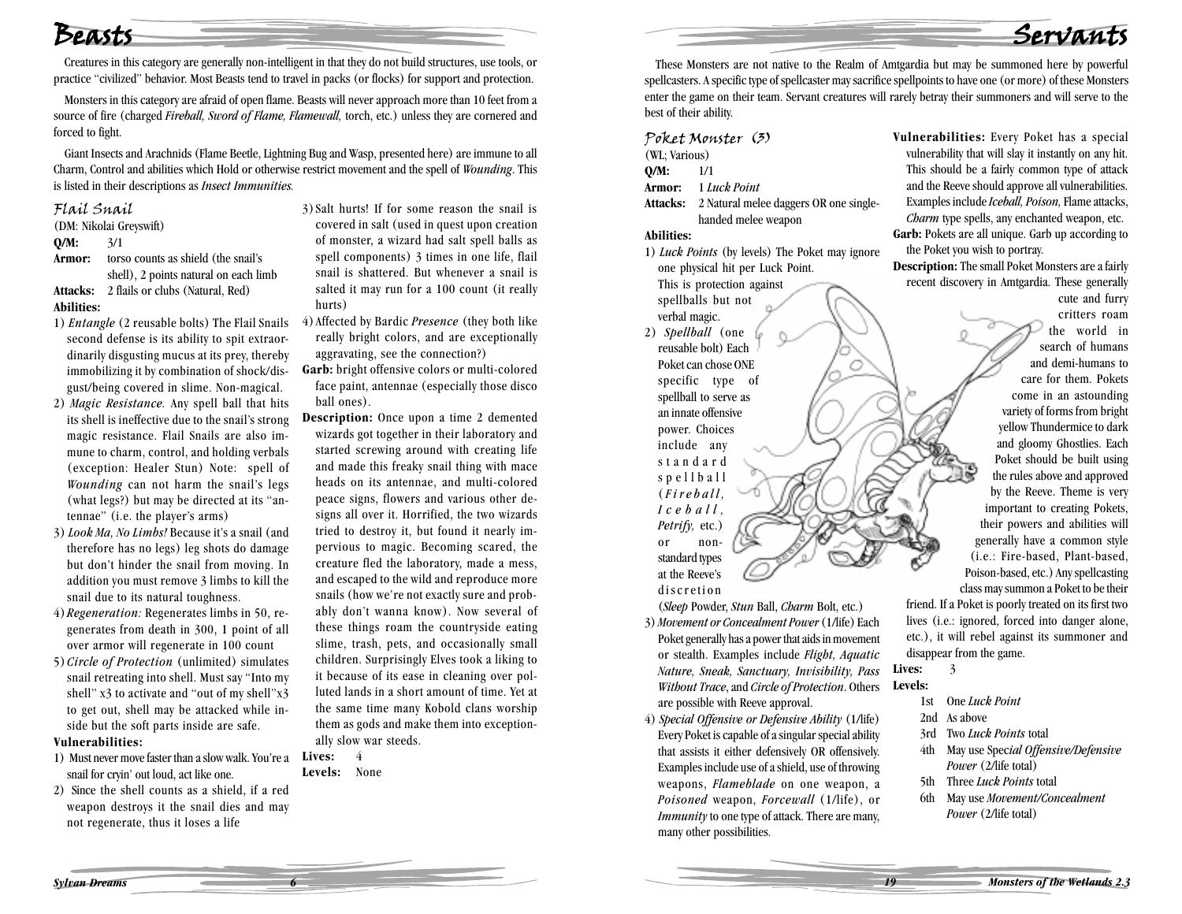# Beasts

Creatures in this category are generally non-intelligent in that they do not build structures, use tools, or practice "civilized" behavior. Most Beasts tend to travel in packs (or flocks) for support and protection.

Monsters in this category are afraid of open flame. Beasts will never approach more than 10 feet from a source of fire (charged *Fireball, Sword of Flame, Flamewall,* torch, etc.) unless they are cornered and forced to fight.

Giant Insects and Arachnids (Flame Beetle, Lightning Bug and Wasp, presented here) are immune to all Charm, Control and abilities which Hold or otherwise restrict movement and the spell of *Wounding*. This is listed in their descriptions as *Insect Immunities.*

## Flail Snail

(DM: Nikolai Greyswift)

**Q/M:** 3/1

**Armor:** torso counts as shield (the snail's shell), 2 points natural on each limb

**Attacks:** 2 flails or clubs (Natural, Red)

**Abilities:**

1) *Entangle* (2 reusable bolts) The Flail Snails second defense is its ability to spit extraordinarily disgusting mucus at its prey, thereby immobilizing it by combination of shock/disgust/being covered in slime. Non-magical.
2) *Magic Resistance.* Any spell ball that hits its shell is ineffective due to the snail's strong magic resistance. Flail Snails are also immune to charm, control, and holding verbals (exception: Healer Stun) Note: spell of *Wounding* can not harm the snail's legs (what legs?) but may be directed at its "antennae" (i.e. the player's arms)
3) *Look Ma, No Limbs!* Because it's a snail (and therefore has no legs) leg shots do damage but don't hinder the snail from moving. In addition you must remove 3 limbs to kill the snail due to its natural toughness.
4) *Regeneration:* Regenerates limbs in 50, regenerates from death in 300, 1 point of all over armor will regenerate in 100 count
5) *Circle of Protection* (unlimited) simulates snail retreating into shell. Must say "Into my shell" x3 to activate and "out of my shell"x3 to get out, shell may be attacked while inside but the soft parts inside are safe.

**Vulnerabilities:**

1) Must never move faster than a slow walk. You're a snail for cryin' out loud, act like one.
2) Since the shell counts as a shield, if a red weapon destroys it the snail dies and may not regenerate, thus it loses a life
3) Salt hurts! If for some reason the snail is covered in salt (used in quest upon creation of monster, a wizard had salt spell balls as spell components) 3 times in one life, flail snail is shattered. But whenever a snail is salted it may run for a 100 count (it really hurts)
4) Affected by Bardic *Presence* (they both like really bright colors, and are exceptionally aggravating, see the connection?)

**Garb:** bright offensive colors or multi-colored face paint, antennae (especially those disco ball ones).

**Description:** Once upon a time 2 demented wizards got together in their laboratory and started screwing around with creating life and made this freaky snail thing with mace heads on its antennae, and multi-colored peace signs, flowers and various other designs all over it. Horrified, the two wizards tried to destroy it, but found it nearly impervious to magic. Becoming scared, the creature fled the laboratory, made a mess, and escaped to the wild and reproduce more snails (how we're not exactly sure and probably don't wanna know). Now several of these things roam the countryside eating slime, trash, pets, and occasionally small children. Surprisingly Elves took a liking to it because of its ease in cleaning over polluted lands in a short amount of time. Yet at the same time many Kobold clans worship them as gods and make them into exceptionally slow war steeds.

**Lives:** 4

**Levels:** None

# Servants

These Monsters are not native to the Realm of Amtgardia but may be summoned here by powerful spellcasters. A specific type of spellcaster may sacrifice spellpoints to have one (or more) of these Monsters enter the game on their team. Servant creatures will rarely betray their summoners and will serve to the best of their ability.

## Poket Monster (3)

(WL; Various)

**Q/M:** 1/1

**Armor:** 1 *Luck Point*

**Attacks:** 2 Natural melee daggers OR one single-handed melee weapon

**Abilities:**

1) *Luck Points* (by levels) The Poket may ignore one physical hit per Luck Point. This is protection against spellballs but not verbal magic.
2) *Spellball* (one reusable bolt) Each Poket can chose ONE specific type of spellball to serve as an innate offensive power. Choices include any standard spellball (*Fireball, Iceball, Petrify,* etc.) or non-standard types at the Reeve's discretion (*Sleep* Powder, *Stun* Ball, *Charm* Bolt, etc.)
3) *Movement or Concealment Power* (1/life) Each Poket generally has a power that aids in movement or stealth. Examples include *Flight, Aquatic Nature, Sneak, Sanctuary, Invisibility, Pass Without Trace*, and *Circle of Protection*. Others are possible with Reeve approval.
4) *Special Offensive or Defensive Ability* (1/life) Every Poket is capable of a singular special ability that assists it either defensively OR offensively. Examples include use of a shield, use of throwing weapons, *Flameblade* on one weapon, a *Poisoned* weapon, *Forcewall* (1/life), or *Immunity* to one type of attack. There are many, many other possibilities.

**Vulnerabilities:** Every Poket has a special vulnerability that will slay it instantly on any hit. This should be a fairly common type of attack and the Reeve should approve all vulnerabilities. Examples include *Iceball, Poison,* Flame attacks, *Charm* type spells, any enchanted weapon, etc.

**Garb:** Pokets are all unique. Garb up according to the Poket you wish to portray.

**Description:** The small Poket Monsters are a fairly recent discovery in Amtgardia. These generally cute and furry critters roam the world in search of humans and demi-humans to care for them. Pokets come in an astounding variety of forms from bright yellow Thundermice to dark and gloomy Ghostlies. Each Poket should be built using the rules above and approved by the Reeve. Theme is very important to creating Pokets, their powers and abilities will generally have a common style (i.e.: Fire-based, Plant-based, Poison-based, etc.) Any spellcasting class may summon a Poket to be their friend. If a Poket is poorly treated on its first two lives (i.e.: ignored, forced into danger alone, etc.), it will rebel against its summoner and disappear from the game.

**Lives:** 3

**Levels:**

- 1st One *Luck Point*
- 2nd As above
- 3rd Two *Luck Points* total
- 4th May use *Special Offensive/Defensive Power* (2/life total)
- 5th Three *Luck Points* total
- 6th May use *Movement/Concealment Power* (2/life total)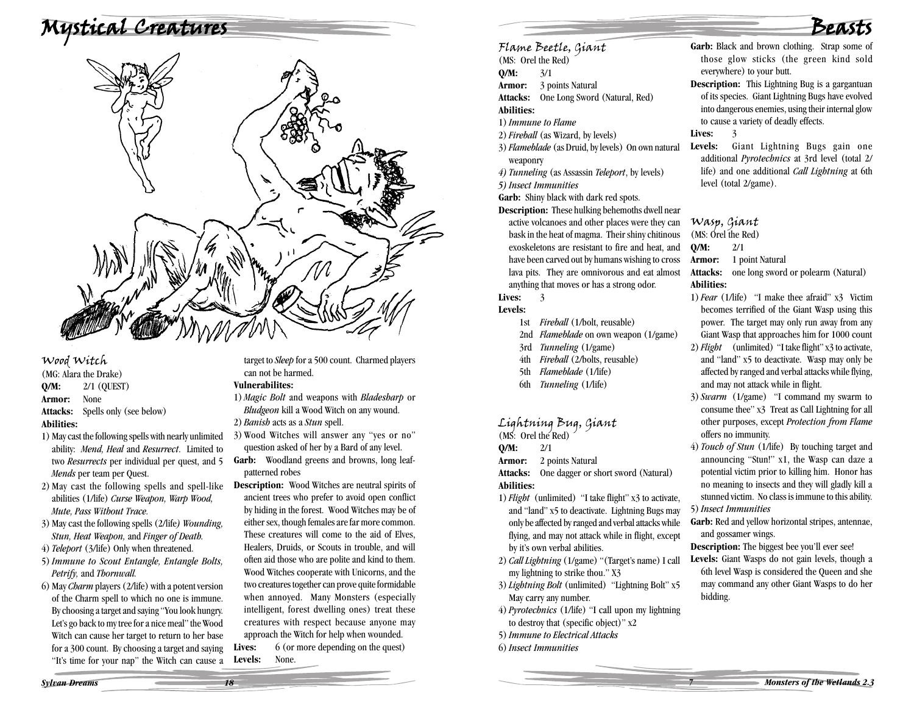# Mystical Creatures

## Wood Witch

(MG: Alara the Drake)

**Q/M:** 2/1 (QUEST)

**Armor:** None

**Attacks:** Spells only (see below)

**Abilities:**

1) May cast the following spells with nearly unlimited ability: *Mend, Heal* and *Resurrect*. Limited to two *Resurrects* per individual per quest, and 5 *Mends* per team per Quest.
2) May cast the following spells and spell-like abilities (1/life) *Curse Weapon, Warp Wood, Mute, Pass Without Trace.*
3) May cast the following spells (2/life) *Wounding, Stun, Heat Weapon,* and *Finger of Death.*
4) *Teleport* (3/life) Only when threatened.
5) *Immune to Scout Entangle, Entangle Bolts, Petrify,* and *Thornwall.*
6) May *Charm* players (2/life) with a potent version of the Charm spell to which no one is immune. By choosing a target and saying "You look hungry. Let's go back to my tree for a nice meal" the Wood Witch can cause her target to return to her base for a 300 count. By choosing a target and saying "It's time for your nap" the Witch can cause a target to *Sleep* for a 500 count. Charmed players can not be harmed.

**Vulnerabilites:**

1) *Magic Bolt* and weapons with *Bladesharp* or *Bludgeon* kill a Wood Witch on any wound.
2) *Banish* acts as a *Stun* spell.
3) Wood Witches will answer any "yes or no" question asked of her by a Bard of any level.

**Garb:** Woodland greens and browns, long leaf-patterned robes

**Description:** Wood Witches are neutral spirits of ancient trees who prefer to avoid open conflict by hiding in the forest. Wood Witches may be of either sex, though females are far more common. These creatures will come to the aid of Elves, Healers, Druids, or Scouts in trouble, and will often aid those who are polite and kind to them. Wood Witches cooperate with Unicorns, and the two creatures together can prove quite formidable when annoyed. Many Monsters (especially intelligent, forest dwelling ones) treat these creatures with respect because anyone may approach the Witch for help when wounded.

**Lives:** 6 (or more depending on the quest)

**Levels:** None.

# Beasts

## Flame Beetle, Giant

(MS: Orel the Red)

**Q/M:** 3/1

**Armor:** 3 points Natural

**Attacks:** One Long Sword (Natural, Red)

**Abilities:**

1) *Immune to Flame*
2) *Fireball* (as Wizard, by levels)
3) *Flameblade* (as Druid, by levels) On own natural weaponry
4) *Tunneling* (as Assassin *Teleport*, by levels)
5) *Insect Immunities*

**Garb:** Shiny black with dark red spots.

**Description:** These hulking behemoths dwell near active volcanoes and other places were they can bask in the heat of magma. Their shiny chitinous exoskeletons are resistant to fire and heat, and have been carved out by humans wishing to cross lava pits. They are omnivorous and eat almost anything that moves or has a strong odor.

**Lives:** 3

**Levels:**

- 1st *Fireball* (1/bolt, reusable)
- 2nd *Flameblade* on own weapon (1/game)
- 3rd *Tunneling* (1/game)
- 4th *Fireball* (2/bolts, reusable)
- 5th *Flameblade* (1/life)
- 6th *Tunneling* (1/life)

## Lightning Bug, Giant

(MS: Orel the Red)

**Q/M:** 2/1

**Armor:** 2 points Natural

**Attacks:** One dagger or short sword (Natural)

**Abilities:**

1) *Flight* (unlimited) "I take flight" x3 to activate, and "land" x5 to deactivate. Lightning Bugs may only be affected by ranged and verbal attacks while flying, and may not attack while in flight, except by it's own verbal abilities.
2) *Call Lightning* (1/game) "(Target's name) I call my lightning to strike thou." X3
3) *Lightning Bolt* (unlimited) "Lightning Bolt" x5 May carry any number.
4) *Pyrotechnics* (1/life) "I call upon my lightning to destroy that (specific object)" x2
5) *Immune to Electrical Attacks*
6) *Insect Immunities*

**Garb:** Black and brown clothing. Strap some of those glow sticks (the green kind sold everywhere) to your butt.

**Description:** This Lightning Bug is a gargantuan of its species. Giant Lightning Bugs have evolved into dangerous enemies, using their internal glow to cause a variety of deadly effects.

**Lives:** 3

**Levels:** Giant Lightning Bugs gain one additional *Pyrotechnics* at 3rd level (total 2/life) and one additional *Call Lightning* at 6th level (total 2/game).

## Wasp, Giant

(MS: Orel the Red)

**Q/M:** 2/1

**Armor:** 1 point Natural

**Attacks:** one long sword or polearm (Natural)

**Abilities:**

1) *Fear* (1/life) "I make thee afraid" x3 Victim becomes terrified of the Giant Wasp using this power. The target may only run away from any Giant Wasp that approaches him for 1000 count
2) *Flight* (unlimited) "I take flight" x3 to activate, and "land" x5 to deactivate. Wasp may only be affected by ranged and verbal attacks while flying, and may not attack while in flight.
3) *Swarm* (1/game) "I command my swarm to consume thee" x3 Treat as Call Lightning for all other purposes, except *Protection from Flame* offers no immunity.
4) *Touch of Stun* (1/life) By touching target and announcing "Stun!" x1, the Wasp can daze a potential victim prior to killing him. Honor has no meaning to insects and they will gladly kill a stunned victim. No class is immune to this ability.
5) *Insect Immunities*

**Garb:** Red and yellow horizontal stripes, antennae, and gossamer wings.

**Description:** The biggest bee you'll ever see!

**Levels:** Giant Wasps do not gain levels, though a 6th level Wasp is considered the Queen and she may command any other Giant Wasps to do her bidding.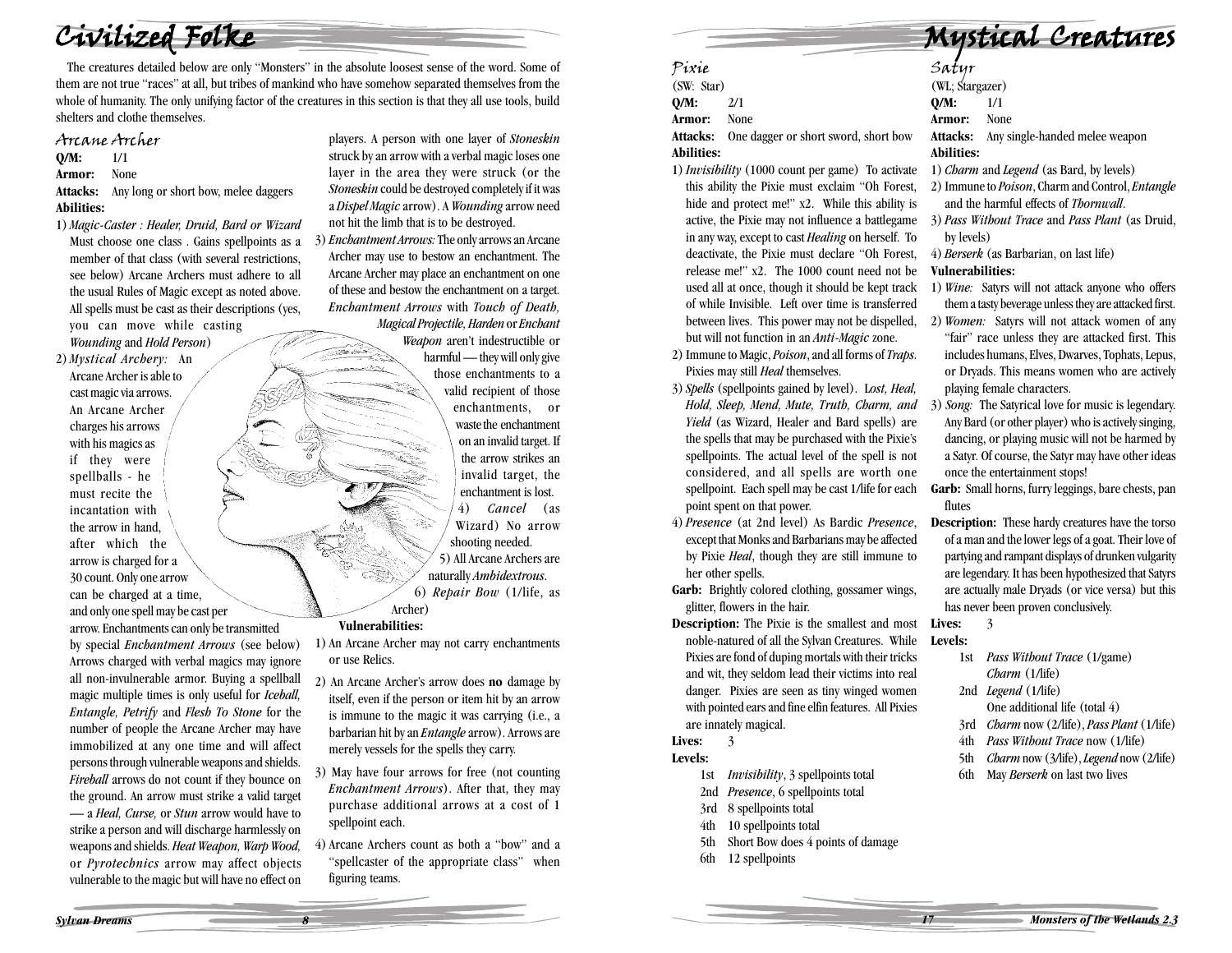# Civilized Folke

The creatures detailed below are only "Monsters" in the absolute loosest sense of the word. Some of them are not true "races" at all, but tribes of mankind who have somehow separated themselves from the whole of humanity. The only unifying factor of the creatures in this section is that they all use tools, build shelters and clothe themselves.

## Arcane Archer

**Q/M:** 1/1
**Armor:** None
**Attacks:** Any long or short bow, melee daggers
**Abilities:**

1) *Magic-Caster : Healer, Druid, Bard or Wizard* Must choose one class . Gains spellpoints as a member of that class (with several restrictions, see below) Arcane Archers must adhere to all the usual Rules of Magic except as noted above. All spells must be cast as their descriptions (yes, you can move while casting *Wounding* and *Hold Person*)
2) *Mystical Archery:* An Arcane Archer is able to cast magic via arrows. An Arcane Archer charges his arrows with his magics as if they were spellballs - he must recite the incantation with the arrow in hand, after which the arrow is charged for a 30 count. Only one arrow can be charged at a time, and only one spell may be cast per arrow. Enchantments can only be transmitted by special *Enchantment Arrows* (see below) Arrows charged with verbal magics may ignore all non-invulnerable armor. Buying a spellball magic multiple times is only useful for *Iceball, Entangle, Petrify* and *Flesh To Stone* for the number of people the Arcane Archer may have immobilized at any one time and will affect persons through vulnerable weapons and shields. *Fireball* arrows do not count if they bounce on the ground. An arrow must strike a valid target — a *Heal, Curse,* or *Stun* arrow would have to strike a person and will discharge harmlessly on weapons and shields. *Heat Weapon, Warp Wood,* or *Pyrotechnics* arrow may affect objects vulnerable to the magic but will have no effect on players. A person with one layer of *Stoneskin* struck by an arrow with a verbal magic loses one layer in the area they were struck (or the *Stoneskin* could be destroyed completely if it was a *Dispel Magic* arrow). A *Wounding* arrow need not hit the limb that is to be destroyed.
3) *Enchantment Arrows:* The only arrows an Arcane Archer may use to bestow an enchantment. The Arcane Archer may place an enchantment on one of these and bestow the enchantment on a target. *Enchantment Arrows* with *Touch of Death, Magical Projectile, Harden* or *Enchant Weapon* aren't indestructible or harmful — they will only give those enchantments to a valid recipient of those enchantments, or waste the enchantment on an invalid target. If the arrow strikes an invalid target, the enchantment is lost.
4) *Cancel* (as Wizard) No arrow shooting needed.
5) All Arcane Archers are naturally *Ambidextrous*.
6) *Repair Bow* (1/life, as Archer)

**Vulnerabilities:**

1) An Arcane Archer may not carry enchantments or use Relics.
2) An Arcane Archer's arrow does **no** damage by itself, even if the person or item hit by an arrow is immune to the magic it was carrying (i.e., a barbarian hit by an *Entangle* arrow). Arrows are merely vessels for the spells they carry.
3) May have four arrows for free (not counting *Enchantment Arrows*). After that, they may purchase additional arrows at a cost of 1 spellpoint each.
4) Arcane Archers count as both a "bow" and a "spellcaster of the appropriate class" when figuring teams.

# Mystical Creatures

## Pixie

(SW: Star)
**Q/M:** 2/1
**Armor:** None
**Attacks:** One dagger or short sword, short bow
**Abilities:**

1) *Invisibility* (1000 count per game) To activate this ability the Pixie must exclaim "Oh Forest, hide and protect me!" x2. While this ability is active, the Pixie may not influence a battlegame in any way, except to cast *Healing* on herself. To deactivate, the Pixie must declare "Oh Forest, release me!" x2. The 1000 count need not be used all at once, though it should be kept track of while Invisible. Left over time is transferred between lives. This power may not be dispelled, but will not function in an *Anti-Magic* zone.
2) Immune to Magic, *Poison*, and all forms of *Traps*. Pixies may still *Heal* themselves.
3) *Spells* (spellpoints gained by level). L*ost, Heal, Hold, Sleep, Mend, Mute, Truth, Charm, and Yield* (as Wizard, Healer and Bard spells) are the spells that may be purchased with the Pixie's spellpoints. The actual level of the spell is not considered, and all spells are worth one spellpoint. Each spell may be cast 1/life for each point spent on that power.
4) *Presence* (at 2nd level) As Bardic *Presence*, except that Monks and Barbarians may be affected by Pixie *Heal*, though they are still immune to her other spells.

**Garb:** Brightly colored clothing, gossamer wings, glitter, flowers in the hair.

**Description:** The Pixie is the smallest and most noble-natured of all the Sylvan Creatures. While Pixies are fond of duping mortals with their tricks and wit, they seldom lead their victims into real danger. Pixies are seen as tiny winged women with pointed ears and fine elfin features. All Pixies are innately magical.

**Lives:** 3

**Levels:**

- 1st *Invisibility*, 3 spellpoints total
- 2nd *Presence*, 6 spellpoints total
- 3rd 8 spellpoints total
- 4th 10 spellpoints total
- 5th Short Bow does 4 points of damage
- 6th 12 spellpoints

## Satyr

(WL; Stargazer)
**Q/M:** 1/1
**Armor:** None
**Attacks:** Any single-handed melee weapon
**Abilities:**

1) *Charm* and *Legend* (as Bard, by levels)
2) Immune to *Poison*, Charm and Control, *Entangle* and the harmful effects of *Thornwall*.
3) *Pass Without Trace* and *Pass Plant* (as Druid, by levels)
4) *Berserk* (as Barbarian, on last life)

**Vulnerabilities:**

1) *Wine:* Satyrs will not attack anyone who offers them a tasty beverage unless they are attacked first.
2) *Women:* Satyrs will not attack women of any "fair" race unless they are attacked first. This includes humans, Elves, Dwarves, Tophats, Lepus, or Dryads. This means women who are actively playing female characters.
3) *Song:* The Satyrical love for music is legendary. Any Bard (or other player) who is actively singing, dancing, or playing music will not be harmed by a Satyr. Of course, the Satyr may have other ideas once the entertainment stops!

**Garb:** Small horns, furry leggings, bare chests, pan flutes

**Description:** These hardy creatures have the torso of a man and the lower legs of a goat. Their love of partying and rampant displays of drunken vulgarity are legendary. It has been hypothesized that Satyrs are actually male Dryads (or vice versa) but this has never been proven conclusively.

**Lives:** 3

**Levels:**

- 1st *Pass Without Trace* (1/game)
  *Charm* (1/life)
- 2nd *Legend* (1/life)
  One additional life (total 4)
- 3rd *Charm* now (2/life), *Pass Plant* (1/life)
- 4th *Pass Without Trace* now (1/life)
- 5th *Charm* now (3/life), *Legend* now (2/life)
- 6th May *Berserk* on last two lives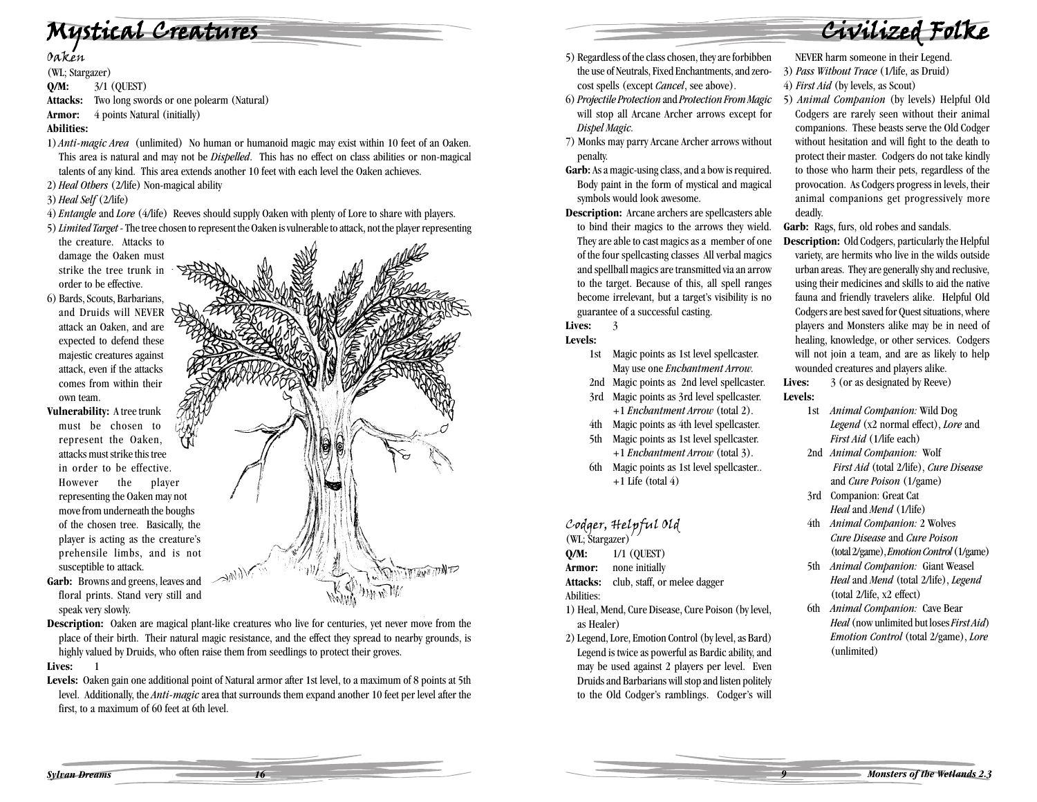# Mystical Creatures

## Oaken

(WL; Stargazer)

**Q/M:** 3/1 (QUEST)

**Attacks:** Two long swords or one polearm (Natural)

**Armor:** 4 points Natural (initially)

**Abilities:**

1) *Anti-magic Area* (unlimited) No human or humanoid magic may exist within 10 feet of an Oaken. This area is natural and may not be *Dispelled*. This has no effect on class abilities or non-magical talents of any kind. This area extends another 10 feet with each level the Oaken achieves.
2) *Heal Others* (2/life) Non-magical ability
3) *Heal Self* (2/life)
4) *Entangle* and *Lore* (4/life) Reeves should supply Oaken with plenty of Lore to share with players.
5) *Limited Target* - The tree chosen to represent the Oaken is vulnerable to attack, not the player representing the creature. Attacks to damage the Oaken must strike the tree trunk in order to be effective.
6) Bards, Scouts, Barbarians, and Druids will NEVER attack an Oaken, and are expected to defend these majestic creatures against attack, even if the attacks comes from within their own team.

**Vulnerability:** A tree trunk must be chosen to represent the Oaken, attacks must strike this tree in order to be effective. However the player representing the Oaken may not move from underneath the boughs of the chosen tree. Basically, the player is acting as the creature's prehensile limbs, and is not susceptible to attack.

**Garb:** Browns and greens, leaves and floral prints. Stand very still and speak very slowly.

**Description:** Oaken are magical plant-like creatures who live for centuries, yet never move from the place of their birth. Their natural magic resistance, and the effect they spread to nearby grounds, is highly valued by Druids, who often raise them from seedlings to protect their groves.

**Lives:** 1

**Levels:** Oaken gain one additional point of Natural armor after 1st level, to a maximum of 8 points at 5th level. Additionally, the *Anti-magic* area that surrounds them expand another 10 feet per level after the first, to a maximum of 60 feet at 6th level.

# Civilized Folke

5) Regardless of the class chosen, they are forbibben the use of Neutrals, Fixed Enchantments, and zero-cost spells (except *Cancel*, see above).
6) *Projectile Protection* and *Protection From Magic* will stop all Arcane Archer arrows except for *Dispel Magic*.
7) Monks may parry Arcane Archer arrows without penalty.

**Garb:** As a magic-using class, and a bow is required. Body paint in the form of mystical and magical symbols would look awesome.

**Description:** Arcane archers are spellcasters able to bind their magics to the arrows they wield. They are able to cast magics as a member of one of the four spellcasting classes All verbal magics and spellball magics are transmitted via an arrow to the target. Because of this, all spell ranges become irrelevant, but a target's visibility is no guarantee of a successful casting.

**Lives:** 3

**Levels:**

- 1st Magic points as 1st level spellcaster. May use one *Enchantment Arrow*.
- 2nd Magic points as 2nd level spellcaster.
- 3rd Magic points as 3rd level spellcaster. +1 *Enchantment Arrow* (total 2).
- 4th Magic points as 4th level spellcaster.
- 5th Magic points as 1st level spellcaster. +1 *Enchantment Arrow* (total 3).
- 6th Magic points as 1st level spellcaster.. +1 Life (total 4)

## Codger, Helpful Old

(WL; Stargazer)

**Q/M:** 1/1 (QUEST)

**Armor:** none initially

**Attacks:** club, staff, or melee dagger

Abilities:

1) Heal, Mend, Cure Disease, Cure Poison (by level, as Healer)
2) Legend, Lore, Emotion Control (by level, as Bard) Legend is twice as powerful as Bardic ability, and may be used against 2 players per level. Even Druids and Barbarians will stop and listen politely to the Old Codger's ramblings. Codger's will NEVER harm someone in their Legend.
3) *Pass Without Trace* (1/life, as Druid)
4) *First Aid* (by levels, as Scout)
5) *Animal Companion* (by levels) Helpful Old Codgers are rarely seen without their animal companions. These beasts serve the Old Codger without hesitation and will fight to the death to protect their master. Codgers do not take kindly to those who harm their pets, regardless of the provocation. As Codgers progress in levels, their animal companions get progressively more deadly.

**Garb:** Rags, furs, old robes and sandals.

**Description:** Old Codgers, particularly the Helpful variety, are hermits who live in the wilds outside urban areas. They are generally shy and reclusive, using their medicines and skills to aid the native fauna and friendly travelers alike. Helpful Old Codgers are best saved for Quest situations, where players and Monsters alike may be in need of healing, knowledge, or other services. Codgers will not join a team, and are as likely to help wounded creatures and players alike.

**Lives:** 3 (or as designated by Reeve)

**Levels:**

- 1st *Animal Companion:* Wild Dog *Legend* (x2 normal effect), *Lore* and *First Aid* (1/life each)
- 2nd *Animal Companion:* Wolf *First Aid* (total 2/life), *Cure Disease* and *Cure Poison* (1/game)
- 3rd Companion: Great Cat *Heal* and *Mend* (1/life)
- 4th *Animal Companion:* 2 Wolves *Cure Disease* and *Cure Poison* (total 2/game), *Emotion Control* (1/game)
- 5th *Animal Companion:* Giant Weasel *Heal* and *Mend* (total 2/life), *Legend* (total 2/life, x2 effect)
- 6th *Animal Companion:* Cave Bear *Heal* (now unlimited but loses *First Aid*) *Emotion Control* (total 2/game), *Lore* (unlimited)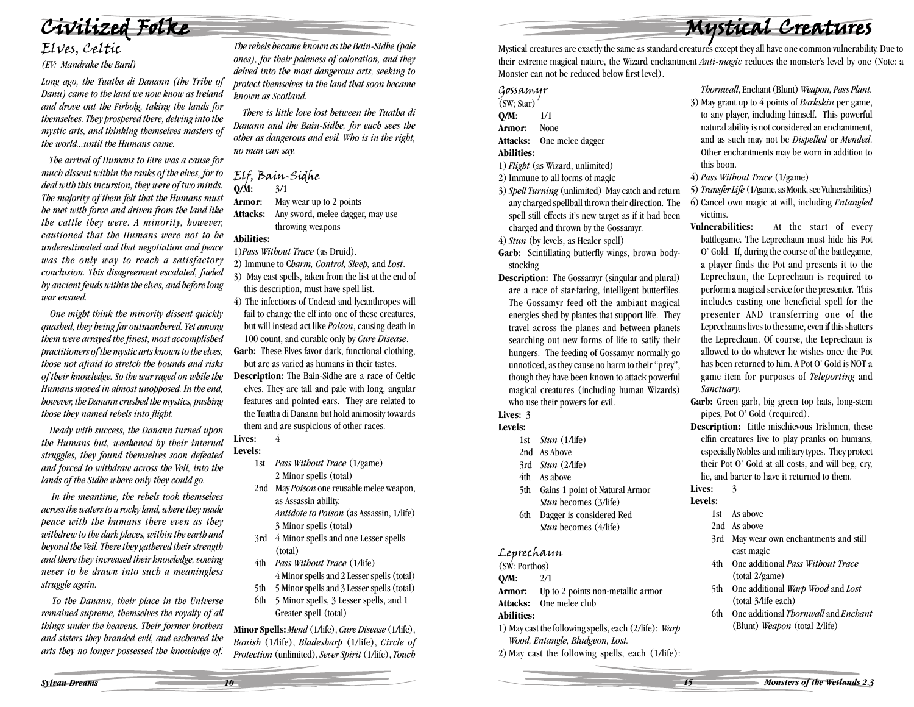# Civilized Folke

## Elves, Celtic

*(EV: Mandrake the Bard)*

*Long ago, the Tuatha di Danann (the Tribe of Danu) came to the land we now know as Ireland and drove out the Firbolg, taking the lands for themselves. They prospered there, delving into the mystic arts, and thinking themselves masters of the world...until the Humans came.*

*The arrival of Humans to Eire was a cause for much dissent within the ranks of the elves, for to deal with this incursion, they were of two minds. The majority of them felt that the Humans must be met with force and driven from the land like the cattle they were. A minority, however, cautioned that the Humans were not to be underestimated and that negotiation and peace was the only way to reach a satisfactory conclusion. This disagreement escalated, fueled by ancient feuds within the elves, and before long war ensued.*

*One might think the minority dissent quickly quashed, they being far outnumbered. Yet among them were arrayed the finest, most accomplished practitioners of the mystic arts known to the elves, those not afraid to stretch the bounds and risks of their knowledge. So the war raged on while the Humans moved in almost unopposed. In the end, however, the Danann crushed the mystics, pushing those they named rebels into flight.*

*Heady with success, the Danann turned upon the Humans but, weakened by their internal struggles, they found themselves soon defeated and forced to withdraw across the Veil, into the lands of the Sidhe where only they could go.*

*In the meantime, the rebels took themselves across the waters to a rocky land, where they made peace with the humans there even as they withdrew to the dark places, within the earth and beyond the Veil. There they gathered their strength and there they increased their knowledge, vowing never to be drawn into such a meaningless struggle again.*

*To the Danann, their place in the Universe remained supreme, themselves the royalty of all things under the heavens. Their former brothers and sisters they branded evil, and eschewed the arts they no longer possessed the knowledge of. The rebels became known as the Bain-Sidhe (pale ones), for their paleness of coloration, and they delved into the most dangerous arts, seeking to protect themselves in the land that soon became known as Scotland.*

*There is little love lost between the Tuatha di Danann and the Bain-Sidhe, for each sees the other as dangerous and evil. Who is in the right, no man can say.*

## Elf, Bain-Sidhe

**Q/M:** 3/1

**Armor:** May wear up to 2 points

**Attacks:** Any sword, melee dagger, may use throwing weapons

**Abilities:**

1) *Pass Without Trace* (as Druid).
2) Immune to *Charm, Control, Sleep,* and *Lost*.
3) May cast spells, taken from the list at the end of this description, must have spell list.
4) The infections of Undead and lycanthropes will fail to change the elf into one of these creatures, but will instead act like *Poison*, causing death in 100 count, and curable only by *Cure Disease*.

**Garb:** These Elves favor dark, functional clothing, but are as varied as humans in their tastes.

**Description:** The Bain-Sidhe are a race of Celtic elves. They are tall and pale with long, angular features and pointed ears. They are related to the Tuatha di Danann but hold animosity towards them and are suspicious of other races.

**Lives:** 4

**Levels:**

- 1st *Pass Without Trace* (1/game)
  2 Minor spells (total)
- 2nd May *Poison* one reusable melee weapon, as Assassin ability.
  *Antidote to Poison* (as Assassin, 1/life)
  3 Minor spells (total)
- 3rd 4 Minor spells and one Lesser spells (total)
- 4th *Pass Without Trace* (1/life)
  4 Minor spells and 2 Lesser spells (total)
- 5th 5 Minor spells and 3 Lesser spells (total)
- 6th 5 Minor spells, 3 Lesser spells, and 1 Greater spell (total)

**Minor Spells:** *Mend* (1/life), *Cure Disease* (1/life), *Banish* (1/life), *Bladesharp* (1/life), *Circle of Protection* (unlimited), *Sever Spirit* (1/life), *Touch*

# Mystical Creatures

Mystical creatures are exactly the same as standard creatures except they all have one common vulnerability. Due to their extreme magical nature, the Wizard enchantment *Anti-magic* reduces the monster's level by one (Note: a Monster can not be reduced below first level).

## Gossamyr

(SW; Star)

**Q/M:** 1/1

**Armor:** None

**Attacks:** One melee dagger

**Abilities:**

1) *Flight* (as Wizard, unlimited)
2) Immune to all forms of magic
3) *Spell Turning* (unlimited) May catch and return any charged spellball thrown their direction. The spell still effects it's new target as if it had been charged and thrown by the Gossamyr.
4) *Stun* (by levels, as Healer spell)

**Garb:** Scintillating butterfly wings, brown body-stocking

**Description:** The Gossamyr (singular and plural) are a race of star-faring, intelligent butterflies. The Gossamyr feed off the ambiant magical energies shed by plantes that support life. They travel across the planes and between planets searching out new forms of life to satify their hungers. The feeding of Gossamyr normally go unnoticed, as they cause no harm to their "prey", though they have been known to attack powerful magical creatures (including human Wizards) who use their powers for evil.

**Lives:** 3

**Levels:**

- 1st *Stun* (1/life)
- 2nd As Above
- 3rd *Stun* (2/life)
- 4th As above
- 5th Gains 1 point of Natural Armor
  *Stun* becomes (3/life)
- 6th Dagger is considered Red
  *Stun* becomes (4/life)

## Leprechaun

(SW: Porthos)

**Q/M:** 2/1

**Armor:** Up to 2 points non-metallic armor

**Attacks:** One melee club

**Abilities:**

1) May cast the following spells, each (2/life): *Warp Wood, Entangle, Bludgeon, Lost.*
2) May cast the following spells, each (1/life): *Thornwall*, Enchant (Blunt) *Weapon, Pass Plant.*
3) May grant up to 4 points of *Barkskin* per game, to any player, including himself. This powerful natural ability is not considered an enchantment, and as such may not be *Dispelled* or *Mended*. Other enchantments may be worn in addition to this boon.
4) *Pass Without Trace* (1/game)
5) *Transfer Life* (1/game, as Monk, see Vulnerabilities)
6) Cancel own magic at will, including *Entangled* victims.

**Vulnerabilities:** At the start of every battlegame. The Leprechaun must hide his Pot O' Gold. If, during the course of the battlegame, a player finds the Pot and presents it to the Leprechaun, the Leprechaun is required to perform a magical service for the presenter. This includes casting one beneficial spell for the presenter AND transferring one of the Leprechauns lives to the same, even if this shatters the Leprechaun. Of course, the Leprechaun is allowed to do whatever he wishes once the Pot has been returned to him. A Pot O' Gold is NOT a game item for purposes of *Teleporting* and *Sanctuary.*

**Garb:** Green garb, big green top hats, long-stem pipes, Pot O' Gold (required).

**Description:** Little mischievous Irishmen, these elfin creatures live to play pranks on humans, especially Nobles and military types. They protect their Pot O' Gold at all costs, and will beg, cry, lie, and barter to have it returned to them.

**Lives:** 3

**Levels:**

- 1st As above
- 2nd As above
- 3rd May wear own enchantments and still cast magic
- 4th One additional *Pass Without Trace* (total 2/game)
- 5th One additional *Warp Wood* and *Lost* (total 3/life each)
- 6th One additional *Thornwall* and *Enchant* (Blunt) *Weapon* (total 2/life)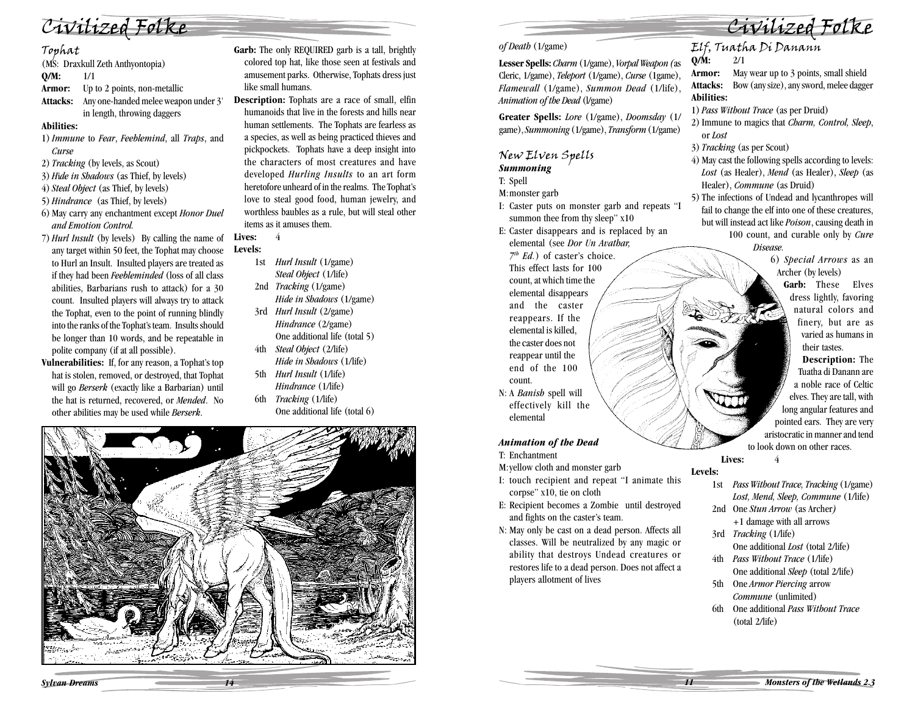## Tophat

(MS: Draxkull Zeth Anthyontopia)

**Q/M:** 1/1

**Armor:** Up to 2 points, non-metallic

**Attacks:** Any one-handed melee weapon under 3' in length, throwing daggers

**Abilities:**

1) *Immune* to *Fear*, *Feeblemind*, all *Traps*, and *Curse*
2) *Tracking* (by levels, as Scout)
3) *Hide in Shadows* (as Thief, by levels)
4) *Steal Object* (as Thief, by levels)
5) *Hindrance* (as Thief, by levels)
6) May carry any enchantment except *Honor Duel and Emotion Control.*
7) *Hurl Insult* (by levels) By calling the name of any target within 50 feet, the Tophat may choose to Hurl an Insult. Insulted players are treated as if they had been *Feebleminded* (loss of all class abilities, Barbarians rush to attack) for a 30 count. Insulted players will always try to attack the Tophat, even to the point of running blindly into the ranks of the Tophat's team. Insults should be longer than 10 words, and be repeatable in polite company (if at all possible).

**Vulnerabilities:** If, for any reason, a Tophat's top hat is stolen, removed, or destroyed, that Tophat will go *Berserk* (exactly like a Barbarian) until the hat is returned, recovered, or *Mended*. No other abilities may be used while *Berserk*.

**Garb:** The only REQUIRED garb is a tall, brightly colored top hat, like those seen at festivals and amusement parks. Otherwise, Tophats dress just like small humans.

**Description:** Tophats are a race of small, elfin humanoids that live in the forests and hills near human settlements. The Tophats are fearless as a species, as well as being practiced thieves and pickpockets. Tophats have a deep insight into the characters of most creatures and have developed *Hurling Insults* to an art form heretofore unheard of in the realms. The Tophat's love to steal good food, human jewelry, and worthless baubles as a rule, but will steal other items as it amuses them.

**Lives:** 4

**Levels:**

- 1st *Hurl Insult* (1/game)
  *Steal Object* (1/life)
- 2nd *Tracking* (1/game)
  *Hide in Shadows* (1/game)
- 3rd *Hurl Insult* (2/game)
  *Hindrance* (2/game)
  One additional life (total 5)
- 4th *Steal Object* (2/life)
  *Hide in Shadows* (1/life)
- 5th *Hurl Insult* (1/life)
  *Hindrance* (1/life)
- 6th *Tracking* (1/life)
  One additional life (total 6)

*of Death* (1/game)

**Lesser Spells:** *Charm* (1/game), *Vorpal Weapon (*as Cleric, 1/game), *Teleport* (1/game), *Curse* (1game), *Flamewall* (1/game), *Summon Dead* (1/life), *Animation of the Dead* (l/game)

**Greater Spells:** *Lore* (1/game), *Doomsday* (1/game), *Summoning* (1/game), *Transform* (1/game)

## New Elven Spells

### *Summoning*

T: Spell

M: monster garb

I: Caster puts on monster garb and repeats "I summon thee from thy sleep" x10

E: Caster disappears and is replaced by an elemental (see *Dor Un Avathar, 7th Ed.*) of caster's choice. This effect lasts for 100 count, at which time the elemental disappears and the caster reappears. If the elemental is killed, the caster does not reappear until the end of the 100 count.

N: A *Banish* spell will effectively kill the elemental

### *Animation of the Dead*

T: Enchantment

M: yellow cloth and monster garb

I: touch recipient and repeat "I animate this corpse" x10, tie on cloth

E: Recipient becomes a Zombie until destroyed and fights on the caster's team.

N: May only be cast on a dead person. Affects all classes. Will be neutralized by any magic or ability that destroys Undead creatures or restores life to a dead person. Does not affect a players allotment of lives

## Elf, Tuatha Di Danann

**Q/M:** 2/1

**Armor:** May wear up to 3 points, small shield

**Attacks:** Bow (any size), any sword, melee dagger

**Abilities:**

1) *Pass Without Trace* (as per Druid)
2) Immune to magics that *Charm, Control, Sleep*, or *Lost*
3) *Tracking* (as per Scout)
4) May cast the following spells according to levels: *Lost* (as Healer), *Mend* (as Healer), *Sleep* (as Healer), *Commune* (as Druid)
5) The infections of Undead and lycanthropes will fail to change the elf into one of these creatures, but will instead act like *Poison*, causing death in 100 count, and curable only by *Cure Disease.*
6) *Special Arrows* as an Archer (by levels)

**Garb:** These Elves dress lightly, favoring natural colors and finery, but are as varied as humans in their tastes.

**Description:** The Tuatha di Danann are a noble race of Celtic elves. They are tall, with long angular features and pointed ears. They are very aristocratic in manner and tend to look down on other races.

**Lives:** 4

**Levels:**

- 1st *Pass Without Trace, Tracking* (1/game)
  *Lost, Mend, Sleep, Commune* (1/life)
- 2nd One *Stun Arrow* (as Archer*)*
  +1 damage with all arrows
- 3rd *Tracking* (1/life)
  One additional *Lost* (total 2/life)
- 4th *Pass Without Trace* (1/life)
  One additional *Sleep* (total 2/life)
- 5th One *Armor Piercing* arrow
  *Commune* (unlimited)
- 6th One additional *Pass Without Trace* (total 2/life)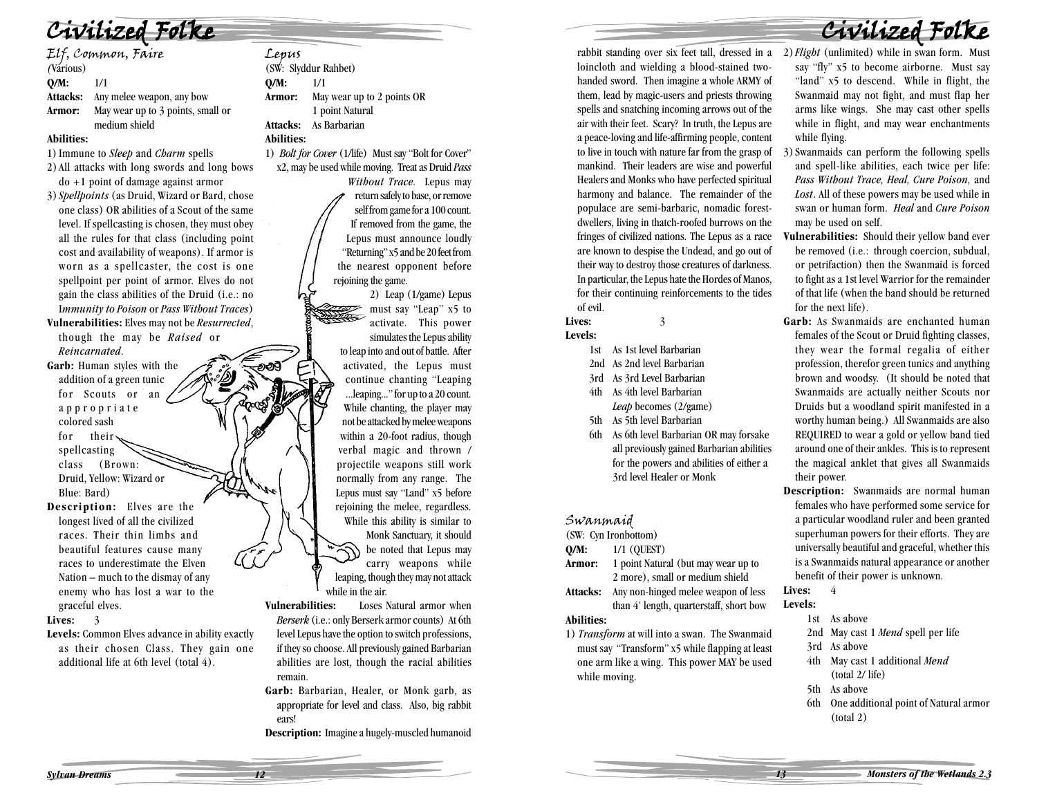# Civilized Folke

## Elf, Common, Faire

(Various)

**Q/M:** 1/1
**Attacks:** Any melee weapon, any bow
**Armor:** May wear up to 3 points, small or medium shield

**Abilities:**

1) Immune to *Sleep* and *Charm* spells
2) All attacks with long swords and long bows do +1 point of damage against armor
3) *Spellpoints* (as Druid, Wizard or Bard, chose one class) OR abilities of a Scout of the same level. If spellcasting is chosen, they must obey all the rules for that class (including point cost and availability of weapons). If armor is worn as a spellcaster, the cost is one spellpoint per point of armor. Elves do not gain the class abilities of the Druid (i.e.: no I*mmunity to Poison* or *Pass Without Traces*)

**Vulnerabilities:** Elves may not be *Resurrected*, though the may be *Raised* or *Reincarnated*.

**Garb:** Human styles with the addition of a green tunic for Scouts or an appropriate colored sash for their spellcasting class (Brown: Druid, Yellow: Wizard or Blue: Bard)

**Description:** Elves are the longest lived of all the civilized races. Their thin limbs and beautiful features cause many races to underestimate the Elven Nation – much to the dismay of any enemy who has lost a war to the graceful elves.

**Lives:** 3

**Levels:** Common Elves advance in ability exactly as their chosen Class. They gain one additional life at 6th level (total 4).

## Lepus

(SW: Slyddur Rahbet)

**Q/M:** 1/1
**Armor:** May wear up to 2 points OR 1 point Natural
**Attacks:** As Barbarian

**Abilities:**

1) *Bolt for Cover* (1/life) Must say "Bolt for Cover" x2, may be used while moving. Treat as Druid *Pass Without Trace*. Lepus may return safely to base, or remove self from game for a 100 count. If removed from the game, the Lepus must announce loudly "Returning" x5 and be 20 feet from the nearest opponent before rejoining the game.
2) Leap (1/game) Lepus must say "Leap" x5 to activate. This power simulates the Lepus ability to leap into and out of battle. After activated, the Lepus must continue chanting "Leaping ...leaping..." for up to a 20 count. While chanting, the player may not be attacked by melee weapons within a 20-foot radius, though verbal magic and thrown / projectile weapons still work normally from any range. The Lepus must say "Land" x5 before rejoining the melee, regardless. While this ability is similar to Monk Sanctuary, it should be noted that Lepus may carry weapons while leaping, though they may not attack while in the air.

**Vulnerabilities:** Loses Natural armor when *Berserk* (i.e.: only Berserk armor counts) At 6th level Lepus have the option to switch professions, if they so choose. All previously gained Barbarian abilities are lost, though the racial abilities remain.

**Garb:** Barbarian, Healer, or Monk garb, as appropriate for level and class. Also, big rabbit ears!

**Description:** Imagine a hugely-muscled humanoid rabbit standing over six feet tall, dressed in a loincloth and wielding a blood-stained two-handed sword. Then imagine a whole ARMY of them, lead by magic-users and priests throwing spells and snatching incoming arrows out of the air with their feet. Scary? In truth, the Lepus are a peace-loving and life-affirming people, content to live in touch with nature far from the grasp of mankind. Their leaders are wise and powerful Healers and Monks who have perfected spiritual harmony and balance. The remainder of the populace are semi-barbaric, nomadic forest-dwellers, living in thatch-roofed burrows on the fringes of civilized nations. The Lepus as a race are known to despise the Undead, and go out of their way to destroy those creatures of darkness. In particular, the Lepus hate the Hordes of Manos, for their continuing reinforcements to the tides of evil.

**Lives:** 3

**Levels:**

- 1st As 1st level Barbarian
- 2nd As 2nd level Barbarian
- 3rd As 3rd Level Barbarian
- 4th As 4th level Barbarian *Leap* becomes (2/game)
- 5th As 5th level Barbarian
- 6th As 6th level Barbarian OR may forsake all previously gained Barbarian abilities for the powers and abilities of either a 3rd level Healer or Monk

## Swanmaid

(SW: Cyn Ironbottom)

**Q/M:** 1/1 (QUEST)
**Armor:** 1 point Natural (but may wear up to 2 more), small or medium shield
**Attacks:** Any non-hinged melee weapon of less than 4' length, quarterstaff, short bow

**Abilities:**

1) *Transform* at will into a swan. The Swanmaid must say "Transform" x5 while flapping at least one arm like a wing. This power MAY be used while moving.
2) *Flight* (unlimited) while in swan form. Must say "fly" x5 to become airborne. Must say "land" x5 to descend. While in flight, the Swanmaid may not fight, and must flap her arms like wings. She may cast other spells while in flight, and may wear enchantments while flying.
3) Swanmaids can perform the following spells and spell-like abilities, each twice per life: *Pass Without Trace, Heal, Cure Poison,* and *Lost*. All of these powers may be used while in swan or human form. *Heal* and *Cure Poison* may be used on self.

**Vulnerabilities:** Should their yellow band ever be removed (i.e.: through coercion, subdual, or petrifaction) then the Swanmaid is forced to fight as a 1st level Warrior for the remainder of that life (when the band should be returned for the next life).

**Garb:** As Swanmaids are enchanted human females of the Scout or Druid fighting classes, they wear the formal regalia of either profession, therefor green tunics and anything brown and woodsy. (It should be noted that Swanmaids are actually neither Scouts nor Druids but a woodland spirit manifested in a worthy human being.) All Swanmaids are also REQUIRED to wear a gold or yellow band tied around one of their ankles. This is to represent the magical anklet that gives all Swanmaids their power.

**Description:** Swanmaids are normal human females who have performed some service for a particular woodland ruler and been granted superhuman powers for their efforts. They are universally beautiful and graceful, whether this is a Swanmaids natural appearance or another benefit of their power is unknown.

**Lives:** 4

**Levels:**

- 1st As above
- 2nd May cast 1 *Mend* spell per life
- 3rd As above
- 4th May cast 1 additional *Mend* (total 2/ life)
- 5th As above
- 6th One additional point of Natural armor (total 2)